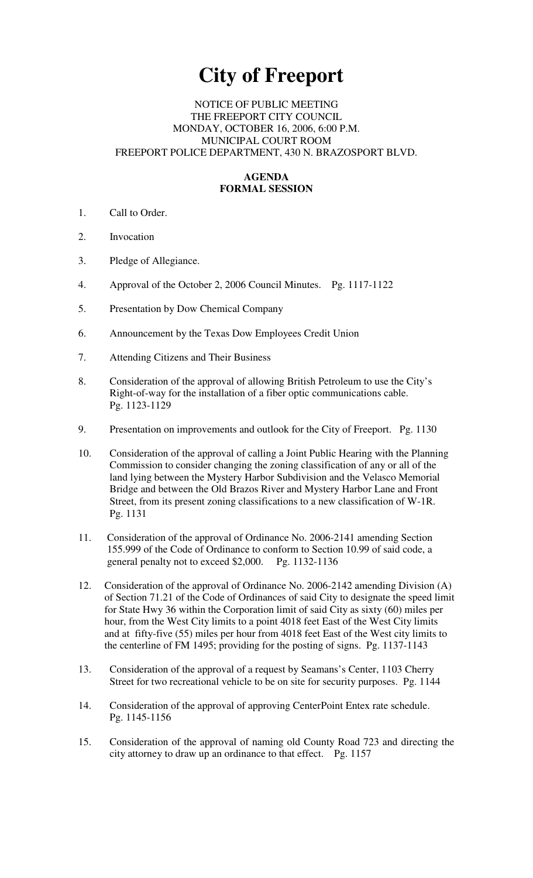# City of Freeport

NOTICE OF PUBLIC MEETING
THE FREEPORT CITY COUNCIL
MONDAY, OCTOBER 16, 2006, 6:00 P.M.
MUNICIPAL COURT ROOM
FREEPORT POLICE DEPARTMENT, 430 N. BRAZOSPORT BLVD.

**AGENDA**
**FORMAL SESSION**

1. Call to Order.

2. Invocation

3. Pledge of Allegiance.

4. Approval of the October 2, 2006 Council Minutes. Pg. 1117-1122

5. Presentation by Dow Chemical Company

6. Announcement by the Texas Dow Employees Credit Union

7. Attending Citizens and Their Business

8. Consideration of the approval of allowing British Petroleum to use the City's Right-of-way for the installation of a fiber optic communications cable. Pg. 1123-1129

9. Presentation on improvements and outlook for the City of Freeport. Pg. 1130

10. Consideration of the approval of calling a Joint Public Hearing with the Planning Commission to consider changing the zoning classification of any or all of the land lying between the Mystery Harbor Subdivision and the Velasco Memorial Bridge and between the Old Brazos River and Mystery Harbor Lane and Front Street, from its present zoning classifications to a new classification of W-1R. Pg. 1131

11. Consideration of the approval of Ordinance No. 2006-2141 amending Section 155.999 of the Code of Ordinance to conform to Section 10.99 of said code, a general penalty not to exceed $2,000. Pg. 1132-1136

12. Consideration of the approval of Ordinance No. 2006-2142 amending Division (A) of Section 71.21 of the Code of Ordinances of said City to designate the speed limit for State Hwy 36 within the Corporation limit of said City as sixty (60) miles per hour, from the West City limits to a point 4018 feet East of the West City limits and at fifty-five (55) miles per hour from 4018 feet East of the West city limits to the centerline of FM 1495; providing for the posting of signs. Pg. 1137-1143

13. Consideration of the approval of a request by Seamans's Center, 1103 Cherry Street for two recreational vehicle to be on site for security purposes. Pg. 1144

14. Consideration of the approval of approving CenterPoint Entex rate schedule. Pg. 1145-1156

15. Consideration of the approval of naming old County Road 723 and directing the city attorney to draw up an ordinance to that effect. Pg. 1157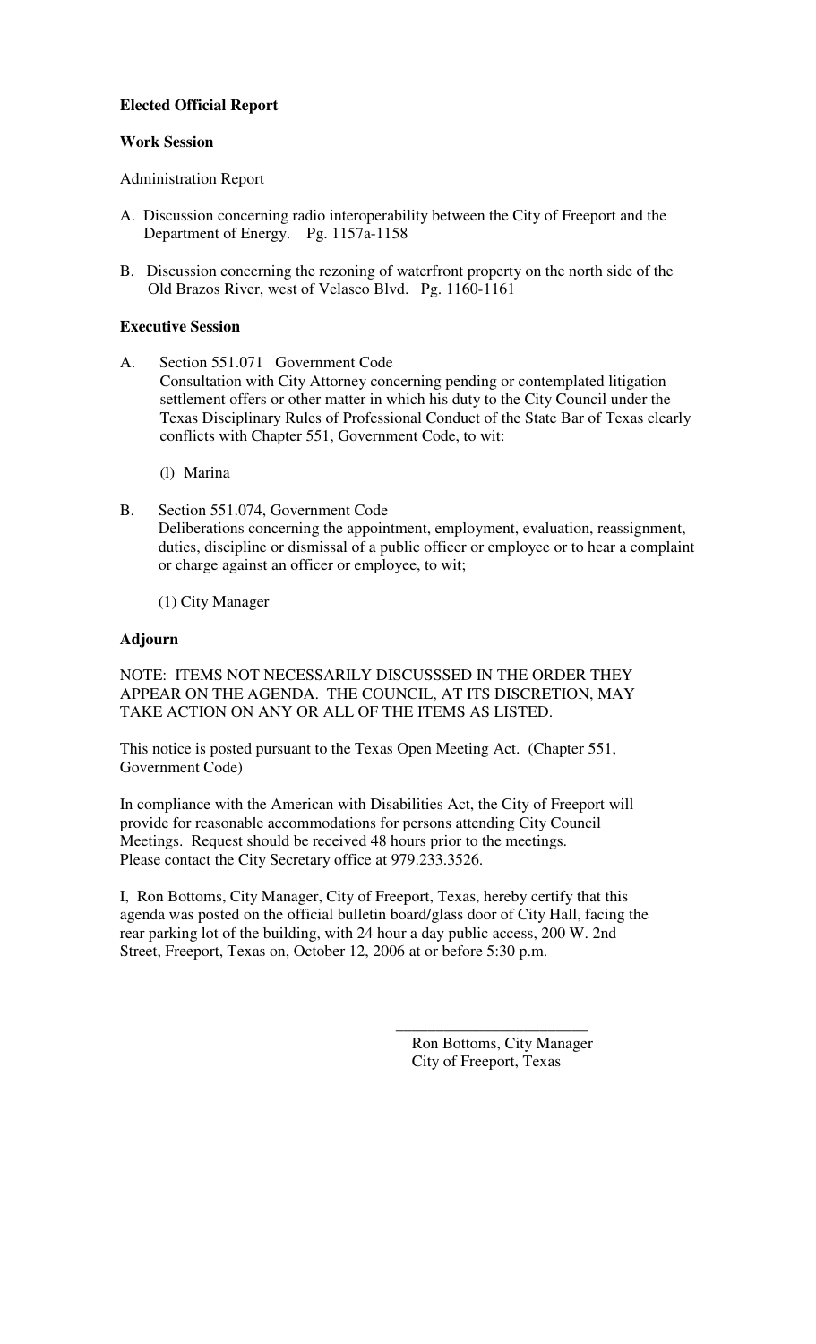**Elected Official Report**

**Work Session**

Administration Report

A. Discussion concerning radio interoperability between the City of Freeport and the Department of Energy. Pg. 1157a-1158

B. Discussion concerning the rezoning of waterfront property on the north side of the Old Brazos River, west of Velasco Blvd. Pg. 1160-1161

**Executive Session**

A. Section 551.071 Government Code
Consultation with City Attorney concerning pending or contemplated litigation settlement offers or other matter in which his duty to the City Council under the Texas Disciplinary Rules of Professional Conduct of the State Bar of Texas clearly conflicts with Chapter 551, Government Code, to wit:

(l) Marina

B. Section 551.074, Government Code
Deliberations concerning the appointment, employment, evaluation, reassignment, duties, discipline or dismissal of a public officer or employee or to hear a complaint or charge against an officer or employee, to wit;

(1) City Manager

**Adjourn**

NOTE: ITEMS NOT NECESSARILY DISCUSSSED IN THE ORDER THEY APPEAR ON THE AGENDA. THE COUNCIL, AT ITS DISCRETION, MAY TAKE ACTION ON ANY OR ALL OF THE ITEMS AS LISTED.

This notice is posted pursuant to the Texas Open Meeting Act. (Chapter 551, Government Code)

In compliance with the American with Disabilities Act, the City of Freeport will provide for reasonable accommodations for persons attending City Council Meetings. Request should be received 48 hours prior to the meetings. Please contact the City Secretary office at 979.233.3526.

I, Ron Bottoms, City Manager, City of Freeport, Texas, hereby certify that this agenda was posted on the official bulletin board/glass door of City Hall, facing the rear parking lot of the building, with 24 hour a day public access, 200 W. 2nd Street, Freeport, Texas on, October 12, 2006 at or before 5:30 p.m.

\_\_\_\_\_\_\_\_\_\_\_\_\_\_\_\_\_\_\_\_\_\_\_\_

Ron Bottoms, City Manager
City of Freeport, Texas